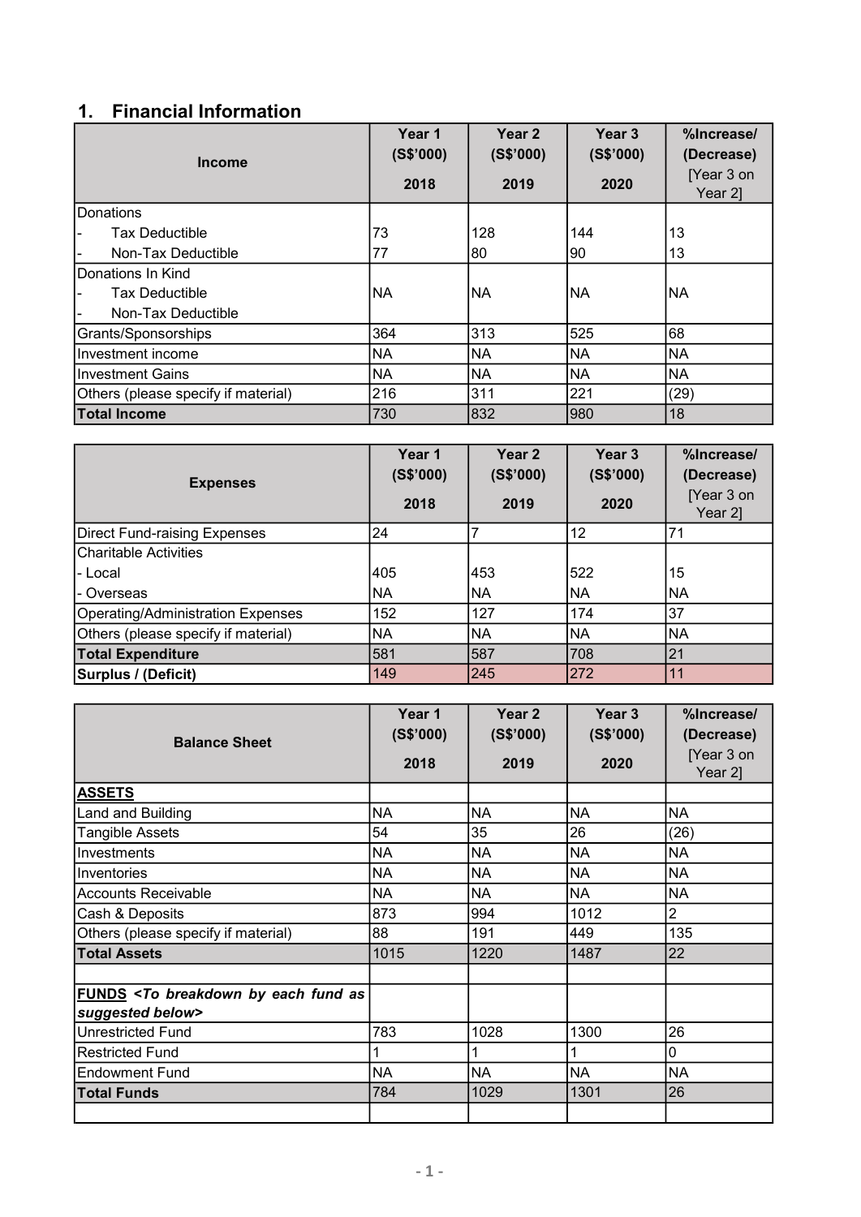## 1. Financial Information

| Income | Year 1 (S$'000) 2018 | Year 2 (S$'000) 2019 | Year 3 (S$'000) 2020 | %Increase/ (Decrease) [Year 3 on Year 2] |
|---|---|---|---|---|
| Donations | | | | |
| - Tax Deductible | 73 | 128 | 144 | 13 |
| - Non-Tax Deductible | 77 | 80 | 90 | 13 |
| Donations In Kind<br>- Tax Deductible<br>- Non-Tax Deductible | NA | NA | NA | NA |
| Grants/Sponsorships | 364 | 313 | 525 | 68 |
| Investment income | NA | NA | NA | NA |
| Investment Gains | NA | NA | NA | NA |
| Others (please specify if material) | 216 | 311 | 221 | (29) |
| **Total Income** | 730 | 832 | 980 | 18 |

| Expenses | Year 1 (S$'000) 2018 | Year 2 (S$'000) 2019 | Year 3 (S$'000) 2020 | %Increase/ (Decrease) [Year 3 on Year 2] |
|---|---|---|---|---|
| Direct Fund-raising Expenses | 24 | 7 | 12 | 71 |
| Charitable Activities | | | | |
| - Local | 405 | 453 | 522 | 15 |
| - Overseas | NA | NA | NA | NA |
| Operating/Administration Expenses | 152 | 127 | 174 | 37 |
| Others (please specify if material) | NA | NA | NA | NA |
| **Total Expenditure** | 581 | 587 | 708 | 21 |
| **Surplus / (Deficit)** | 149 | 245 | 272 | 11 |

| Balance Sheet | Year 1 (S$'000) 2018 | Year 2 (S$'000) 2019 | Year 3 (S$'000) 2020 | %Increase/ (Decrease) [Year 3 on Year 2] |
|---|---|---|---|---|
| **ASSETS** | | | | |
| Land and Building | NA | NA | NA | NA |
| Tangible Assets | 54 | 35 | 26 | (26) |
| Investments | NA | NA | NA | NA |
| Inventories | NA | NA | NA | NA |
| Accounts Receivable | NA | NA | NA | NA |
| Cash & Deposits | 873 | 994 | 1012 | 2 |
| Others (please specify if material) | 88 | 191 | 449 | 135 |
| **Total Assets** | 1015 | 1220 | 1487 | 22 |
| | | | | |
| **FUNDS** ***<To breakdown by each fund as suggested below>*** | | | | |
| Unrestricted Fund | 783 | 1028 | 1300 | 26 |
| Restricted Fund | 1 | 1 | 1 | 0 |
| Endowment Fund | NA | NA | NA | NA |
| **Total Funds** | 784 | 1029 | 1301 | 26 |
| | | | | |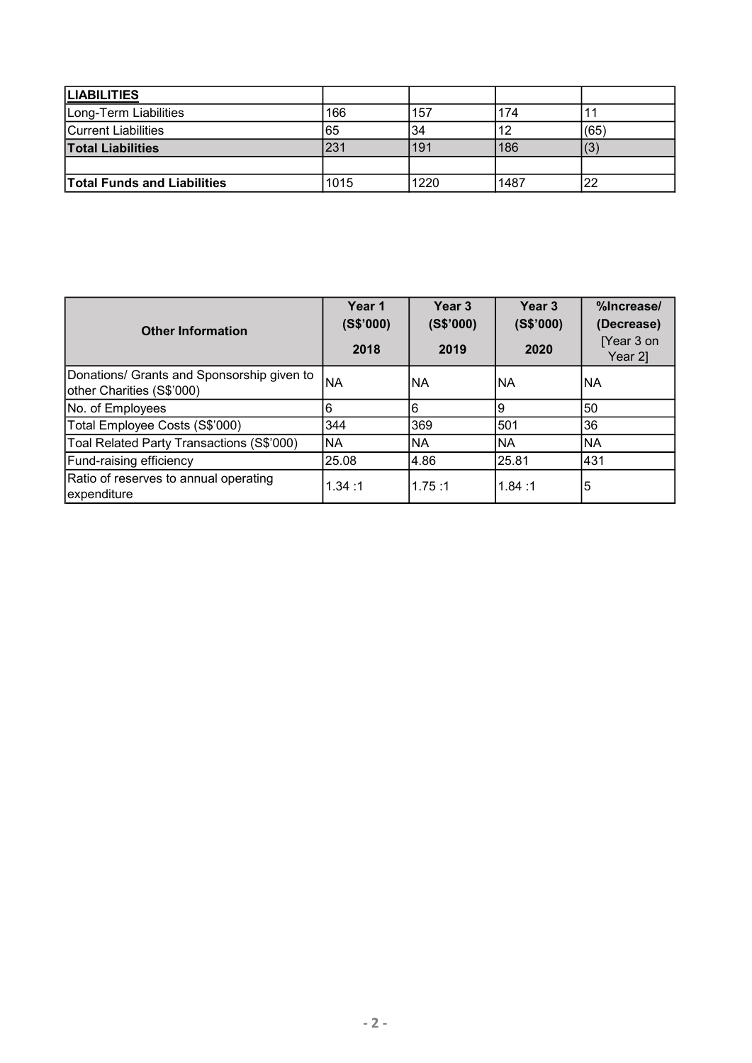| **LIABILITIES** | | | | |
|---|---|---|---|---|
| Long-Term Liabilities | 166 | 157 | 174 | 11 |
| Current Liabilities | 65 | 34 | 12 | (65) |
| **Total Liabilities** | 231 | 191 | 186 | (3) |
| | | | | |
| **Total Funds and Liabilities** | 1015 | 1220 | 1487 | 22 |

| **Other Information** | **Year 1 (S$'000) 2018** | **Year 3 (S$'000) 2019** | **Year 3 (S$'000) 2020** | **%Increase/ (Decrease)** [Year 3 on Year 2] |
|---|---|---|---|---|
| Donations/ Grants and Sponsorship given to other Charities (S$'000) | NA | NA | NA | NA |
| No. of Employees | 6 | 6 | 9 | 50 |
| Total Employee Costs (S$'000) | 344 | 369 | 501 | 36 |
| Toal Related Party Transactions (S$'000) | NA | NA | NA | NA |
| Fund-raising efficiency | 25.08 | 4.86 | 25.81 | 431 |
| Ratio of reserves to annual operating expenditure | 1.34 :1 | 1.75 :1 | 1.84 :1 | 5 |